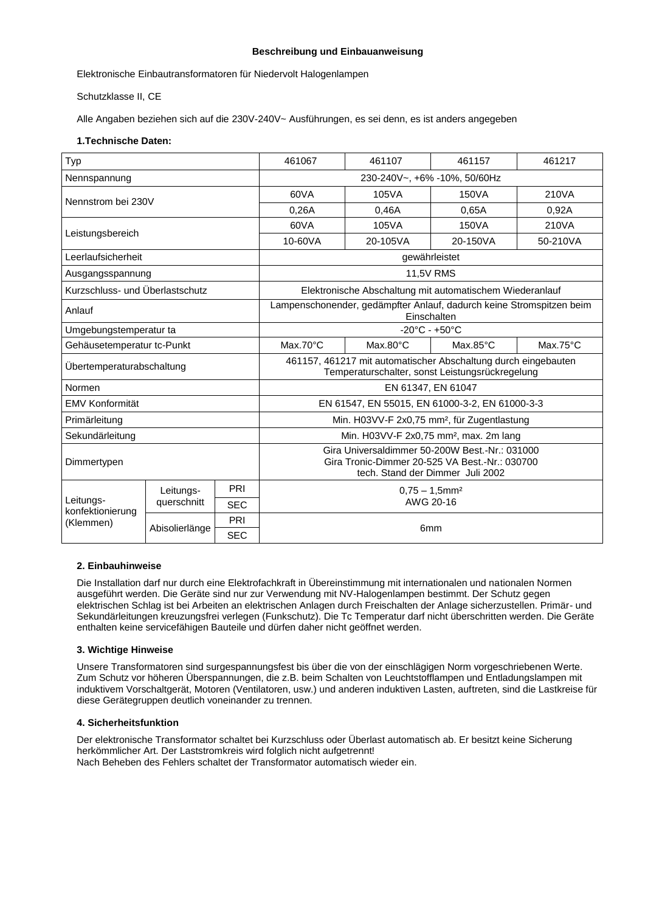**Beschreibung und Einbauanweisung**

Elektronische Einbautransformatoren für Niedervolt Halogenlampen

Schutzklasse II, CE

Alle Angaben beziehen sich auf die 230V-240V~ Ausführungen, es sei denn, es ist anders angegeben

**1.Technische Daten:**

| Typ | | | 461067 | 461107 | 461157 | 461217 |
|---|---|---|---|---|---|---|
| Nennspannung | | | 230-240V~, +6% -10%, 50/60Hz | | | |
| Nennstrom bei 230V | | | 60VA | 105VA | 150VA | 210VA |
| | | | 0,26A | 0,46A | 0,65A | 0,92A |
| Leistungsbereich | | | 60VA | 105VA | 150VA | 210VA |
| | | | 10-60VA | 20-105VA | 20-150VA | 50-210VA |
| Leerlaufsicherheit | | | gewährleistet | | | |
| Ausgangsspannung | | | 11,5V RMS | | | |
| Kurzschluss- und Überlastschutz | | | Elektronische Abschaltung mit automatischem Wiederanlauf | | | |
| Anlauf | | | Lampenschonender, gedämpfter Anlauf, dadurch keine Stromspitzen beim Einschalten | | | |
| Umgebungstemperatur ta | | | -20°C - +50°C | | | |
| Gehäusetemperatur tc-Punkt | | | Max.70°C | Max.80°C | Max.85°C | Max.75°C |
| Übertemperaturabschaltung | | | 461157, 461217 mit automatischer Abschaltung durch eingebauten Temperaturschalter, sonst Leistungsrückregelung | | | |
| Normen | | | EN 61347, EN 61047 | | | |
| EMV Konformität | | | EN 61547, EN 55015, EN 61000-3-2, EN 61000-3-3 | | | |
| Primärleitung | | | Min. H03VV-F 2x0,75 mm², für Zugentlastung | | | |
| Sekundärleitung | | | Min. H03VV-F 2x0,75 mm², max. 2m lang | | | |
| Dimmertypen | | | Gira Universaldimmer 50-200W Best.-Nr.: 031000<br>Gira Tronic-Dimmer 20-525 VA Best.-Nr.: 030700<br>tech. Stand der Dimmer Juli 2002 | | | |
| Leitungs-konfektionierung (Klemmen) | Leitungs-querschnitt | PRI | 0,75 – 1,5mm²<br>AWG 20-16 | | | |
| | | SEC | | | | |
| | Abisolierlänge | PRI | 6mm | | | |
| | | SEC | | | | |

**2. Einbauhinweise**

Die Installation darf nur durch eine Elektrofachkraft in Übereinstimmung mit internationalen und nationalen Normen ausgeführt werden. Die Geräte sind nur zur Verwendung mit NV-Halogenlampen bestimmt. Der Schutz gegen elektrischen Schlag ist bei Arbeiten an elektrischen Anlagen durch Freischalten der Anlage sicherzustellen. Primär- und Sekundärleitungen kreuzungsfrei verlegen (Funkschutz). Die Tc Temperatur darf nicht überschritten werden. Die Geräte enthalten keine servicefähigen Bauteile und dürfen daher nicht geöffnet werden.

**3. Wichtige Hinweise**

Unsere Transformatoren sind surgespannungsfest bis über die von der einschlägigen Norm vorgeschriebenen Werte. Zum Schutz vor höheren Überspannungen, die z.B. beim Schalten von Leuchtstofflampen und Entladungslampen mit induktivem Vorschaltgerät, Motoren (Ventilatoren, usw.) und anderen induktiven Lasten, auftreten, sind die Lastkreise für diese Gerätegruppen deutlich voneinander zu trennen.

**4. Sicherheitsfunktion**

Der elektronische Transformator schaltet bei Kurzschluss oder Überlast automatisch ab. Er besitzt keine Sicherung herkömmlicher Art. Der Laststromkreis wird folglich nicht aufgetrennt!
Nach Beheben des Fehlers schaltet der Transformator automatisch wieder ein.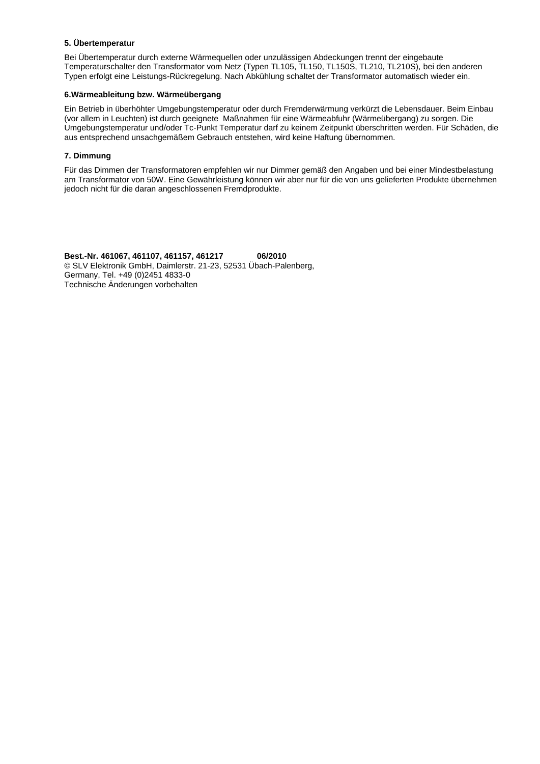**5. Übertemperatur**

Bei Übertemperatur durch externe Wärmequellen oder unzulässigen Abdeckungen trennt der eingebaute Temperaturschalter den Transformator vom Netz (Typen TL105, TL150, TL150S, TL210, TL210S), bei den anderen Typen erfolgt eine Leistungs-Rückregelung. Nach Abkühlung schaltet der Transformator automatisch wieder ein.

**6.Wärmeableitung bzw. Wärmeübergang**

Ein Betrieb in überhöhter Umgebungstemperatur oder durch Fremderwärmung verkürzt die Lebensdauer. Beim Einbau (vor allem in Leuchten) ist durch geeignete Maßnahmen für eine Wärmeabfuhr (Wärmeübergang) zu sorgen. Die Umgebungstemperatur und/oder Tc-Punkt Temperatur darf zu keinem Zeitpunkt überschritten werden. Für Schäden, die aus entsprechend unsachgemäßem Gebrauch entstehen, wird keine Haftung übernommen.

**7. Dimmung**

Für das Dimmen der Transformatoren empfehlen wir nur Dimmer gemäß den Angaben und bei einer Mindestbelastung am Transformator von 50W. Eine Gewährleistung können wir aber nur für die von uns gelieferten Produkte übernehmen jedoch nicht für die daran angeschlossenen Fremdprodukte.

**Best.-Nr. 461067, 461107, 461157, 461217 06/2010**
© SLV Elektronik GmbH, Daimlerstr. 21-23, 52531 Übach-Palenberg, Germany, Tel. +49 (0)2451 4833-0
Technische Änderungen vorbehalten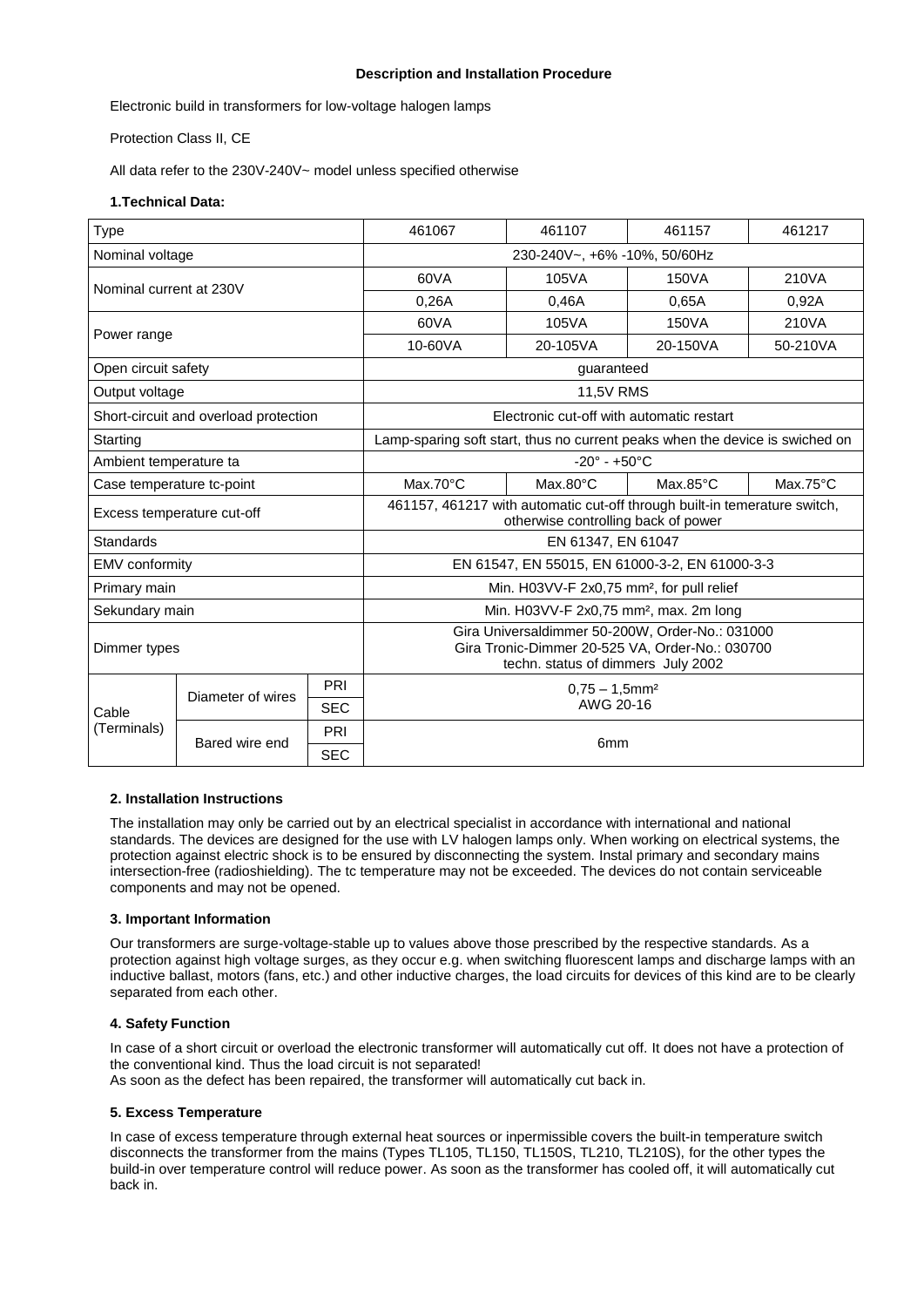**Description and Installation Procedure**

Electronic build in transformers for low-voltage halogen lamps

Protection Class II, CE

All data refer to the 230V-240V~ model unless specified otherwise

**1.Technical Data:**

| Type | | | 461067 | 461107 | 461157 | 461217 |
|---|---|---|---|---|---|---|
| Nominal voltage | | | 230-240V~, +6% -10%, 50/60Hz | | | |
| Nominal current at 230V | | | 60VA | 105VA | 150VA | 210VA |
| | | | 0,26A | 0,46A | 0,65A | 0,92A |
| Power range | | | 60VA | 105VA | 150VA | 210VA |
| | | | 10-60VA | 20-105VA | 20-150VA | 50-210VA |
| Open circuit safety | | | guaranteed | | | |
| Output voltage | | | 11,5V RMS | | | |
| Short-circuit and overload protection | | | Electronic cut-off with automatic restart | | | |
| Starting | | | Lamp-sparing soft start, thus no current peaks when the device is swiched on | | | |
| Ambient temperature ta | | | -20° - +50°C | | | |
| Case temperature tc-point | | | Max.70°C | Max.80°C | Max.85°C | Max.75°C |
| Excess temperature cut-off | | | 461157, 461217 with automatic cut-off through built-in temerature switch, otherwise controlling back of power | | | |
| Standards | | | EN 61347, EN 61047 | | | |
| EMV conformity | | | EN 61547, EN 55015, EN 61000-3-2, EN 61000-3-3 | | | |
| Primary main | | | Min. H03VV-F 2x0,75 mm², for pull relief | | | |
| Sekundary main | | | Min. H03VV-F 2x0,75 mm², max. 2m long | | | |
| Dimmer types | | | Gira Universaldimmer 50-200W, Order-No.: 031000<br>Gira Tronic-Dimmer 20-525 VA, Order-No.: 030700<br>techn. status of dimmers July 2002 | | | |
| Cable (Terminals) | Diameter of wires | PRI | 0,75 – 1,5mm²<br>AWG 20-16 | | | |
| | | SEC | | | | |
| | Bared wire end | PRI | 6mm | | | |
| | | SEC | | | | |

**2. Installation Instructions**

The installation may only be carried out by an electrical specialist in accordance with international and national standards. The devices are designed for the use with LV halogen lamps only. When working on electrical systems, the protection against electric shock is to be ensured by disconnecting the system. Instal primary and secondary mains intersection-free (radioshielding). The tc temperature may not be exceeded. The devices do not contain serviceable components and may not be opened.

**3. Important Information**

Our transformers are surge-voltage-stable up to values above those prescribed by the respective standards. As a protection against high voltage surges, as they occur e.g. when switching fluorescent lamps and discharge lamps with an inductive ballast, motors (fans, etc.) and other inductive charges, the load circuits for devices of this kind are to be clearly separated from each other.

**4. Safety Function**

In case of a short circuit or overload the electronic transformer will automatically cut off. It does not have a protection of the conventional kind. Thus the load circuit is not separated!
As soon as the defect has been repaired, the transformer will automatically cut back in.

**5. Excess Temperature**

In case of excess temperature through external heat sources or inpermissible covers the built-in temperature switch disconnects the transformer from the mains (Types TL105, TL150, TL150S, TL210, TL210S), for the other types the build-in over temperature control will reduce power. As soon as the transformer has cooled off, it will automatically cut back in.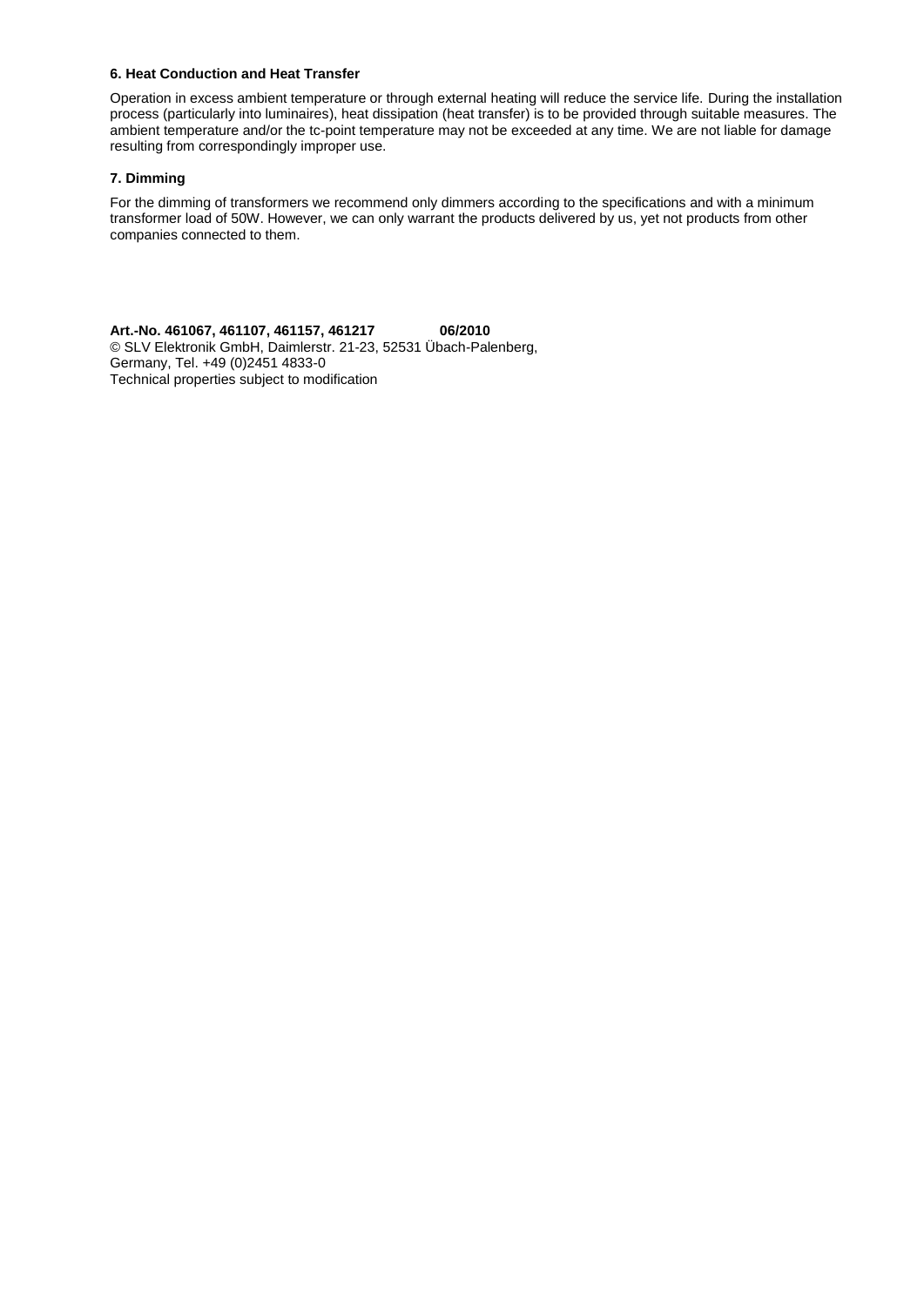### 6. Heat Conduction and Heat Transfer

Operation in excess ambient temperature or through external heating will reduce the service life. During the installation process (particularly into luminaires), heat dissipation (heat transfer) is to be provided through suitable measures. The ambient temperature and/or the tc-point temperature may not be exceeded at any time. We are not liable for damage resulting from correspondingly improper use.

### 7. Dimming

For the dimming of transformers we recommend only dimmers according to the specifications and with a minimum transformer load of 50W. However, we can only warrant the products delivered by us, yet not products from other companies connected to them.

**Art.-No. 461067, 461107, 461157, 461217 06/2010**
© SLV Elektronik GmbH, Daimlerstr. 21-23, 52531 Übach-Palenberg, Germany, Tel. +49 (0)2451 4833-0
Technical properties subject to modification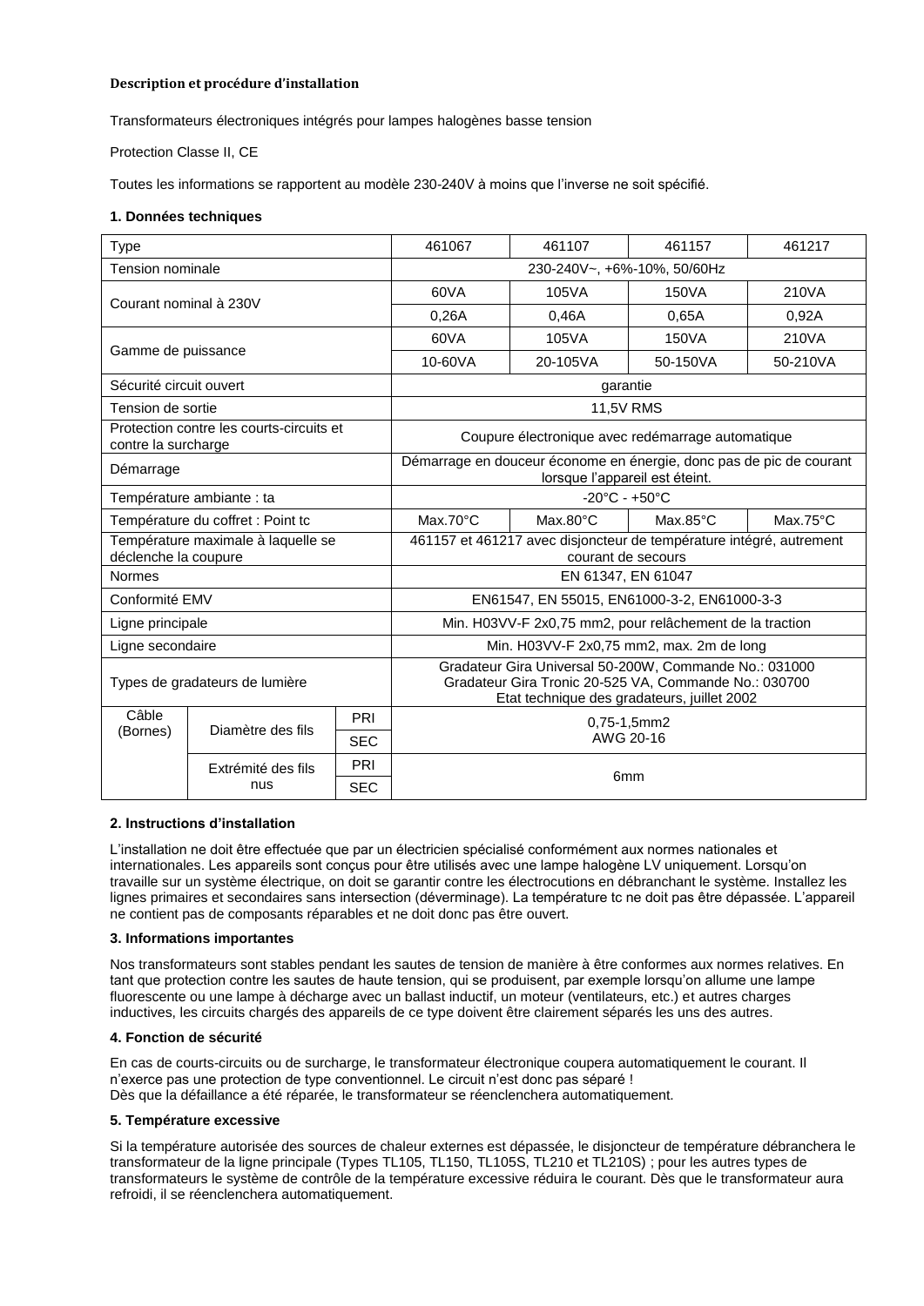**Description et procédure d'installation**

Transformateurs électroniques intégrés pour lampes halogènes basse tension

Protection Classe II, CE

Toutes les informations se rapportent au modèle 230-240V à moins que l'inverse ne soit spécifié.

**1. Données techniques**

| Type | | | 461067 | 461107 | 461157 | 461217 |
|---|---|---|---|---|---|---|
| Tension nominale | | | 230-240V~, +6%-10%, 50/60Hz | | | |
| Courant nominal à 230V | | | 60VA | 105VA | 150VA | 210VA |
| | | | 0,26A | 0,46A | 0,65A | 0,92A |
| Gamme de puissance | | | 60VA | 105VA | 150VA | 210VA |
| | | | 10-60VA | 20-105VA | 50-150VA | 50-210VA |
| Sécurité circuit ouvert | | | garantie | | | |
| Tension de sortie | | | 11,5V RMS | | | |
| Protection contre les courts-circuits et contre la surcharge | | | Coupure électronique avec redémarrage automatique | | | |
| Démarrage | | | Démarrage en douceur économe en énergie, donc pas de pic de courant lorsque l'appareil est éteint. | | | |
| Température ambiante : ta | | | -20°C - +50°C | | | |
| Température du coffret : Point tc | | | Max.70°C | Max.80°C | Max.85°C | Max.75°C |
| Température maximale à laquelle se déclenche la coupure | | | 461157 et 461217 avec disjoncteur de température intégré, autrement courant de secours | | | |
| Normes | | | EN 61347, EN 61047 | | | |
| Conformité EMV | | | EN61547, EN 55015, EN61000-3-2, EN61000-3-3 | | | |
| Ligne principale | | | Min. H03VV-F 2x0,75 mm2, pour relâchement de la traction | | | |
| Ligne secondaire | | | Min. H03VV-F 2x0,75 mm2, max. 2m de long | | | |
| Types de gradateurs de lumière | | | Gradateur Gira Universal 50-200W, Commande No.: 031000<br>Gradateur Gira Tronic 20-525 VA, Commande No.: 030700<br>Etat technique des gradateurs, juillet 2002 | | | |
| Câble (Bornes) | Diamètre des fils | PRI | 0,75-1,5mm2<br>AWG 20-16 | | | |
| | | SEC | | | | |
| | Extrémité des fils nus | PRI | 6mm | | | |
| | | SEC | | | | |

**2. Instructions d'installation**

L'installation ne doit être effectuée que par un électricien spécialisé conformément aux normes nationales et internationales. Les appareils sont conçus pour être utilisés avec une lampe halogène LV uniquement. Lorsqu'on travaille sur un système électrique, on doit se garantir contre les électrocutions en débranchant le système. Installez les lignes primaires et secondaires sans intersection (déverminage). La température tc ne doit pas être dépassée. L'appareil ne contient pas de composants réparables et ne doit donc pas être ouvert.

**3. Informations importantes**

Nos transformateurs sont stables pendant les sautes de tension de manière à être conformes aux normes relatives. En tant que protection contre les sautes de haute tension, qui se produisent, par exemple lorsqu'on allume une lampe fluorescente ou une lampe à décharge avec un ballast inductif, un moteur (ventilateurs, etc.) et autres charges inductives, les circuits chargés des appareils de ce type doivent être clairement séparés les uns des autres.

**4. Fonction de sécurité**

En cas de courts-circuits ou de surcharge, le transformateur électronique coupera automatiquement le courant. Il n'exerce pas une protection de type conventionnel. Le circuit n'est donc pas séparé !
Dès que la défaillance a été réparée, le transformateur se réenclenchera automatiquement.

**5. Température excessive**

Si la température autorisée des sources de chaleur externes est dépassée, le disjoncteur de température débranchera le transformateur de la ligne principale (Types TL105, TL150, TL105S, TL210 et TL210S) ; pour les autres types de transformateurs le système de contrôle de la température excessive réduira le courant. Dès que le transformateur aura refroidi, il se réenclenchera automatiquement.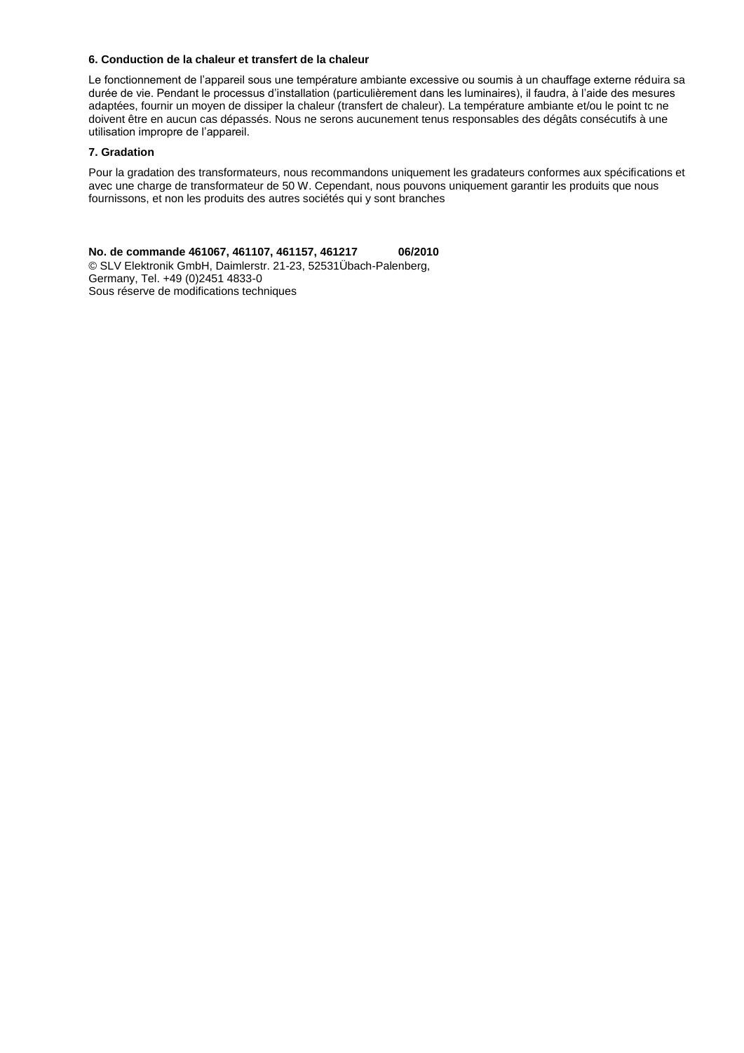**6. Conduction de la chaleur et transfert de la chaleur**

Le fonctionnement de l'appareil sous une température ambiante excessive ou soumis à un chauffage externe réduira sa durée de vie. Pendant le processus d'installation (particulièrement dans les luminaires), il faudra, à l'aide des mesures adaptées, fournir un moyen de dissiper la chaleur (transfert de chaleur). La température ambiante et/ou le point tc ne doivent être en aucun cas dépassés. Nous ne serons aucunement tenus responsables des dégâts consécutifs à une utilisation impropre de l'appareil.

**7. Gradation**

Pour la gradation des transformateurs, nous recommandons uniquement les gradateurs conformes aux spécifications et avec une charge de transformateur de 50 W. Cependant, nous pouvons uniquement garantir les produits que nous fournissons, et non les produits des autres sociétés qui y sont branches

**No. de commande 461067, 461107, 461157, 461217 06/2010**
© SLV Elektronik GmbH, Daimlerstr. 21-23, 52531Übach-Palenberg,
Germany, Tel. +49 (0)2451 4833-0
Sous réserve de modifications techniques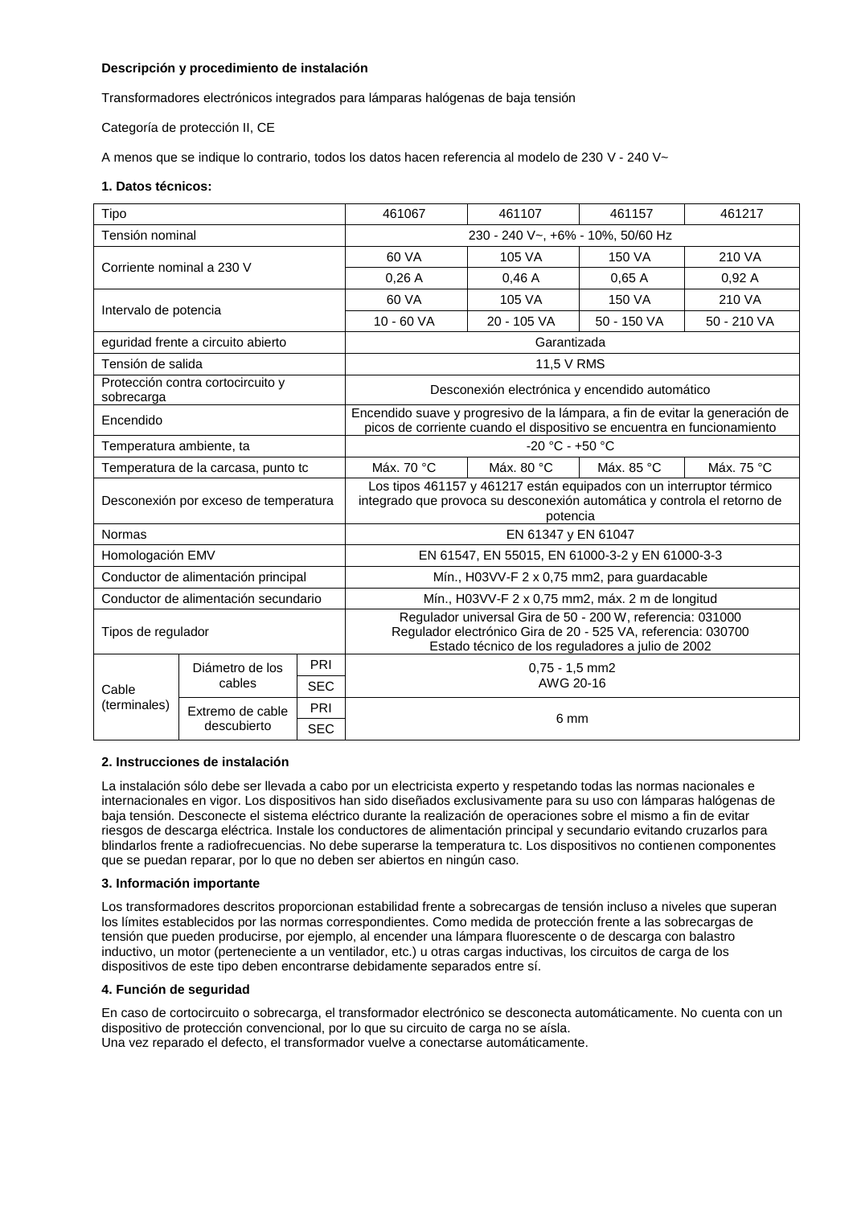**Descripción y procedimiento de instalación**

Transformadores electrónicos integrados para lámparas halógenas de baja tensión

Categoría de protección II, CE

A menos que se indique lo contrario, todos los datos hacen referencia al modelo de 230 V - 240 V~

**1. Datos técnicos:**

| Tipo | | | 461067 | 461107 | 461157 | 461217 |
|---|---|---|---|---|---|---|
| Tensión nominal | | | 230 - 240 V~, +6% - 10%, 50/60 Hz | | | |
| Corriente nominal a 230 V | | | 60 VA | 105 VA | 150 VA | 210 VA |
| | | | 0,26 A | 0,46 A | 0,65 A | 0,92 A |
| Intervalo de potencia | | | 60 VA | 105 VA | 150 VA | 210 VA |
| | | | 10 - 60 VA | 20 - 105 VA | 50 - 150 VA | 50 - 210 VA |
| eguridad frente a circuito abierto | | | Garantizada | | | |
| Tensión de salida | | | 11,5 V RMS | | | |
| Protección contra cortocircuito y sobrecarga | | | Desconexión electrónica y encendido automático | | | |
| Encendido | | | Encendido suave y progresivo de la lámpara, a fin de evitar la generación de picos de corriente cuando el dispositivo se encuentra en funcionamiento | | | |
| Temperatura ambiente, ta | | | -20 °C - +50 °C | | | |
| Temperatura de la carcasa, punto tc | | | Máx. 70 °C | Máx. 80 °C | Máx. 85 °C | Máx. 75 °C |
| Desconexión por exceso de temperatura | | | Los tipos 461157 y 461217 están equipados con un interruptor térmico integrado que provoca su desconexión automática y controla el retorno de potencia | | | |
| Normas | | | EN 61347 y EN 61047 | | | |
| Homologación EMV | | | EN 61547, EN 55015, EN 61000-3-2 y EN 61000-3-3 | | | |
| Conductor de alimentación principal | | | Mín., H03VV-F 2 x 0,75 mm2, para guardacable | | | |
| Conductor de alimentación secundario | | | Mín., H03VV-F 2 x 0,75 mm2, máx. 2 m de longitud | | | |
| Tipos de regulador | | | Regulador universal Gira de 50 - 200 W, referencia: 031000<br>Regulador electrónico Gira de 20 - 525 VA, referencia: 030700<br>Estado técnico de los reguladores a julio de 2002 | | | |
| Cable (terminales) | Diámetro de los cables | PRI | 0,75 - 1,5 mm2<br>AWG 20-16 | | | |
| | | SEC | | | | |
| | Extremo de cable descubierto | PRI | 6 mm | | | |
| | | SEC | | | | |

**2. Instrucciones de instalación**

La instalación sólo debe ser llevada a cabo por un electricista experto y respetando todas las normas nacionales e internacionales en vigor. Los dispositivos han sido diseñados exclusivamente para su uso con lámparas halógenas de baja tensión. Desconecte el sistema eléctrico durante la realización de operaciones sobre el mismo a fin de evitar riesgos de descarga eléctrica. Instale los conductores de alimentación principal y secundario evitando cruzarlos para blindarlos frente a radiofrecuencias. No debe superarse la temperatura tc. Los dispositivos no contienen componentes que se puedan reparar, por lo que no deben ser abiertos en ningún caso.

**3. Información importante**

Los transformadores descritos proporcionan estabilidad frente a sobrecargas de tensión incluso a niveles que superan los límites establecidos por las normas correspondientes. Como medida de protección frente a las sobrecargas de tensión que pueden producirse, por ejemplo, al encender una lámpara fluorescente o de descarga con balastro inductivo, un motor (perteneciente a un ventilador, etc.) u otras cargas inductivas, los circuitos de carga de los dispositivos de este tipo deben encontrarse debidamente separados entre sí.

**4. Función de seguridad**

En caso de cortocircuito o sobrecarga, el transformador electrónico se desconecta automáticamente. No cuenta con un dispositivo de protección convencional, por lo que su circuito de carga no se aísla.
Una vez reparado el defecto, el transformador vuelve a conectarse automáticamente.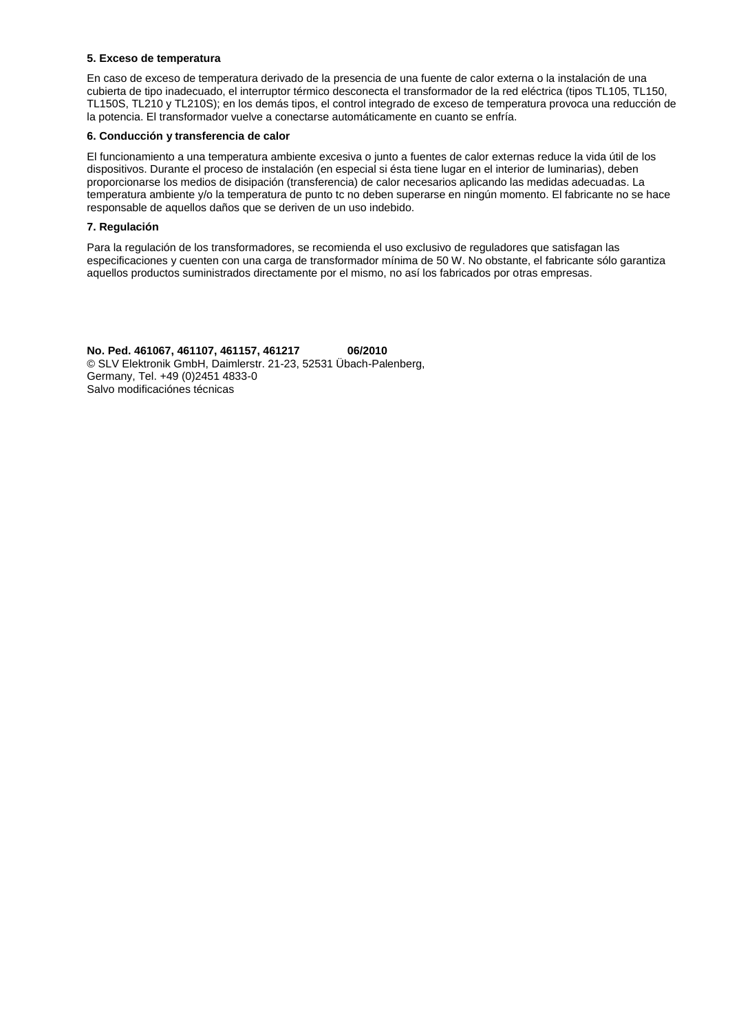**5. Exceso de temperatura**

En caso de exceso de temperatura derivado de la presencia de una fuente de calor externa o la instalación de una cubierta de tipo inadecuado, el interruptor térmico desconecta el transformador de la red eléctrica (tipos TL105, TL150, TL150S, TL210 y TL210S); en los demás tipos, el control integrado de exceso de temperatura provoca una reducción de la potencia. El transformador vuelve a conectarse automáticamente en cuanto se enfría.

**6. Conducción y transferencia de calor**

El funcionamiento a una temperatura ambiente excesiva o junto a fuentes de calor externas reduce la vida útil de los dispositivos. Durante el proceso de instalación (en especial si ésta tiene lugar en el interior de luminarias), deben proporcionarse los medios de disipación (transferencia) de calor necesarios aplicando las medidas adecuadas. La temperatura ambiente y/o la temperatura de punto tc no deben superarse en ningún momento. El fabricante no se hace responsable de aquellos daños que se deriven de un uso indebido.

**7. Regulación**

Para la regulación de los transformadores, se recomienda el uso exclusivo de reguladores que satisfagan las especificaciones y cuenten con una carga de transformador mínima de 50 W. No obstante, el fabricante sólo garantiza aquellos productos suministrados directamente por el mismo, no así los fabricados por otras empresas.

**No. Ped. 461067, 461107, 461157, 461217 06/2010**
© SLV Elektronik GmbH, Daimlerstr. 21-23, 52531 Übach-Palenberg, Germany, Tel. +49 (0)2451 4833-0
Salvo modificaciónes técnicas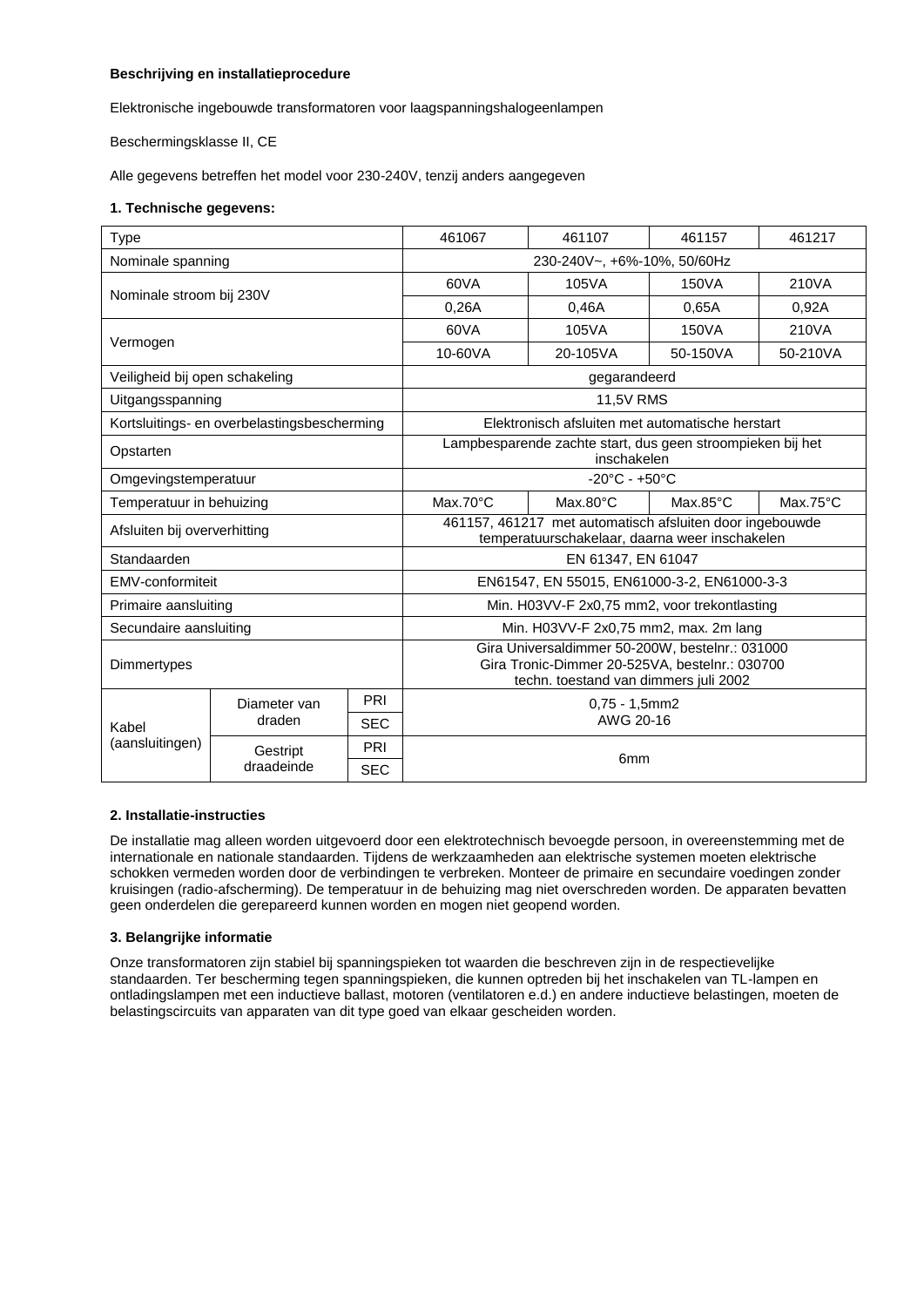**Beschrijving en installatieprocedure**

Elektronische ingebouwde transformatoren voor laagspanningshalogeenlampen

Beschermingsklasse II, CE

Alle gegevens betreffen het model voor 230-240V, tenzij anders aangegeven

**1. Technische gegevens:**

| Type | | | 461067 | 461107 | 461157 | 461217 |
|---|---|---|---|---|---|---|
| Nominale spanning | | | 230-240V~, +6%-10%, 50/60Hz | | | |
| Nominale stroom bij 230V | | | 60VA | 105VA | 150VA | 210VA |
| | | | 0,26A | 0,46A | 0,65A | 0,92A |
| Vermogen | | | 60VA | 105VA | 150VA | 210VA |
| | | | 10-60VA | 20-105VA | 50-150VA | 50-210VA |
| Veiligheid bij open schakeling | | | gegarandeerd | | | |
| Uitgangsspanning | | | 11,5V RMS | | | |
| Kortsluitings- en overbelastingsbescherming | | | Elektronisch afsluiten met automatische herstart | | | |
| Opstarten | | | Lampbesparende zachte start, dus geen stroompieken bij het inschakelen | | | |
| Omgevingstemperatuur | | | -20°C - +50°C | | | |
| Temperatuur in behuizing | | | Max.70°C | Max.80°C | Max.85°C | Max.75°C |
| Afsluiten bij oververhitting | | | 461157, 461217 met automatisch afsluiten door ingebouwde temperatuurschakelaar, daarna weer inschakelen | | | |
| Standaarden | | | EN 61347, EN 61047 | | | |
| EMV-conformiteit | | | EN61547, EN 55015, EN61000-3-2, EN61000-3-3 | | | |
| Primaire aansluiting | | | Min. H03VV-F 2x0,75 mm2, voor trekontlasting | | | |
| Secundaire aansluiting | | | Min. H03VV-F 2x0,75 mm2, max. 2m lang | | | |
| Dimmertypes | | | Gira Universaldimmer 50-200W, bestelnr.: 031000<br>Gira Tronic-Dimmer 20-525VA, bestelnr.: 030700<br>techn. toestand van dimmers juli 2002 | | | |
| Kabel (aansluitingen) | Diameter van draden | PRI | 0,75 - 1,5mm2<br>AWG 20-16 | | | |
| | | SEC | | | | |
| | Gestript draadeinde | PRI | 6mm | | | |
| | | SEC | | | | |

**2. Installatie-instructies**

De installatie mag alleen worden uitgevoerd door een elektrotechnisch bevoegde persoon, in overeenstemming met de internationale en nationale standaarden. Tijdens de werkzaamheden aan elektrische systemen moeten elektrische schokken vermeden worden door de verbindingen te verbreken. Monteer de primaire en secundaire voedingen zonder kruisingen (radio-afscherming). De temperatuur in de behuizing mag niet overschreden worden. De apparaten bevatten geen onderdelen die gerepareerd kunnen worden en mogen niet geopend worden.

**3. Belangrijke informatie**

Onze transformatoren zijn stabiel bij spanningspieken tot waarden die beschreven zijn in de respectievelijke standaarden. Ter bescherming tegen spanningspieken, die kunnen optreden bij het inschakelen van TL-lampen en ontladingslampen met een inductieve ballast, motoren (ventilatoren e.d.) en andere inductieve belastingen, moeten de belastingscircuits van apparaten van dit type goed van elkaar gescheiden worden.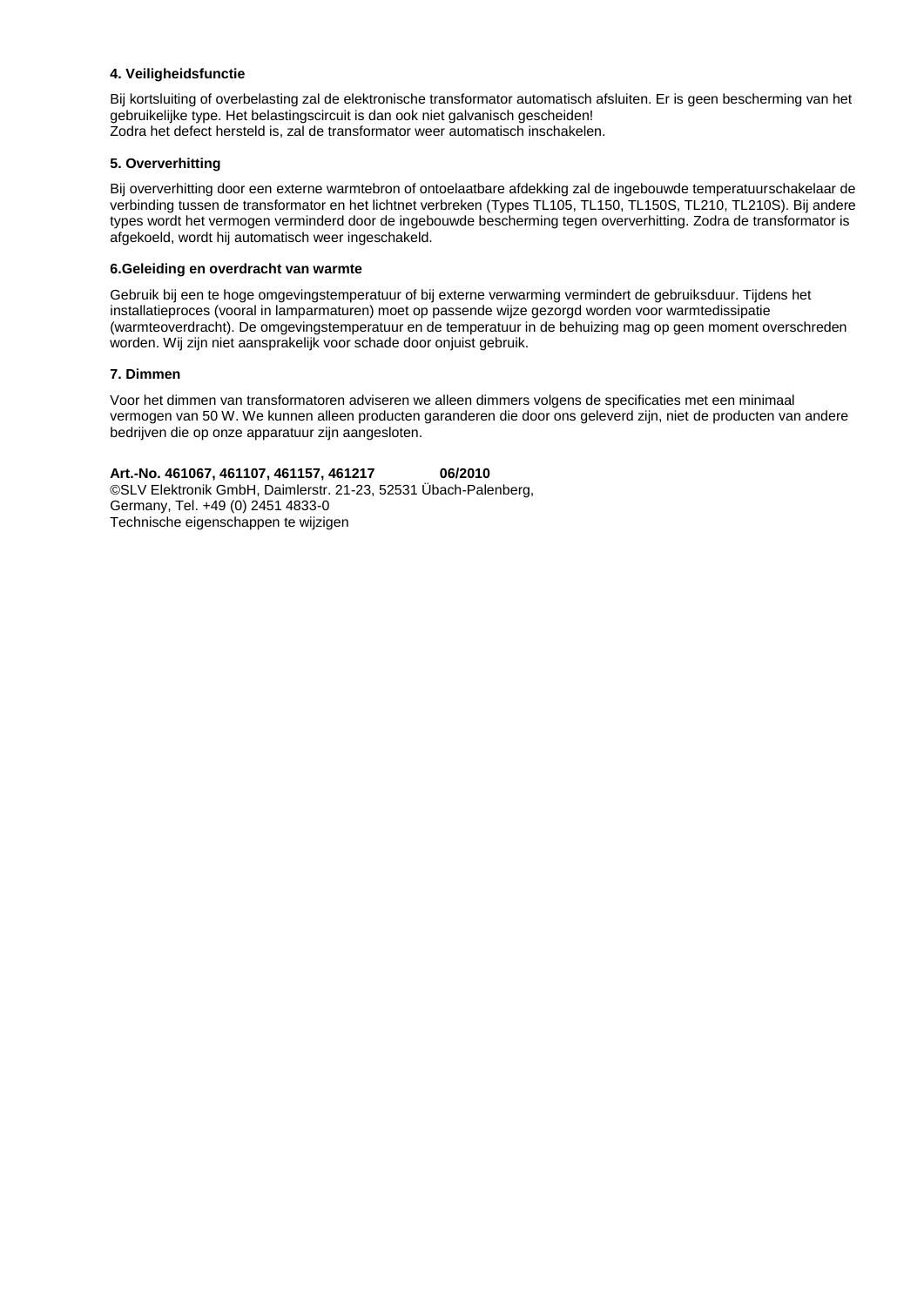#### 4. Veiligheidsfunctie

Bij kortsluiting of overbelasting zal de elektronische transformator automatisch afsluiten. Er is geen bescherming van het gebruikelijke type. Het belastingscircuit is dan ook niet galvanisch gescheiden!
Zodra het defect hersteld is, zal de transformator weer automatisch inschakelen.

#### 5. Oververhitting

Bij oververhitting door een externe warmtebron of ontoelaatbare afdekking zal de ingebouwde temperatuurschakelaar de verbinding tussen de transformator en het lichtnet verbreken (Types TL105, TL150, TL150S, TL210, TL210S). Bij andere types wordt het vermogen verminderd door de ingebouwde bescherming tegen oververhitting. Zodra de transformator is afgekoeld, wordt hij automatisch weer ingeschakeld.

#### 6.Geleiding en overdracht van warmte

Gebruik bij een te hoge omgevingstemperatuur of bij externe verwarming vermindert de gebruiksduur. Tijdens het installatieproces (vooral in lamparmaturen) moet op passende wijze gezorgd worden voor warmtedissipatie (warmteoverdracht). De omgevingstemperatuur en de temperatuur in de behuizing mag op geen moment overschreden worden. Wij zijn niet aansprakelijk voor schade door onjuist gebruik.

#### 7. Dimmen

Voor het dimmen van transformatoren adviseren we alleen dimmers volgens de specificaties met een minimaal vermogen van 50 W. We kunnen alleen producten garanderen die door ons geleverd zijn, niet de producten van andere bedrijven die op onze apparatuur zijn aangesloten.

**Art.-No. 461067, 461107, 461157, 461217 06/2010**
©SLV Elektronik GmbH, Daimlerstr. 21-23, 52531 Übach-Palenberg,
Germany, Tel. +49 (0) 2451 4833-0
Technische eigenschappen te wijzigen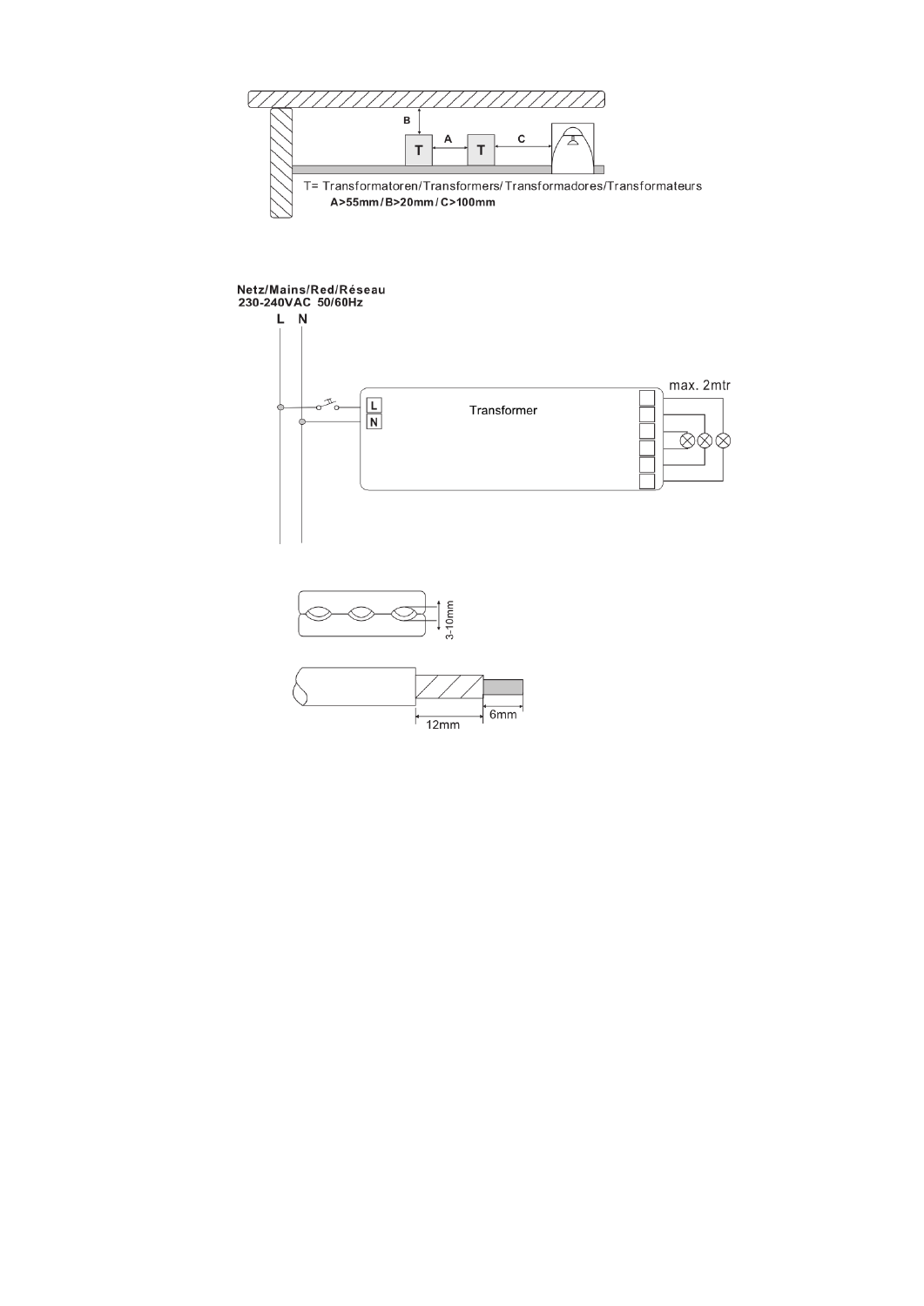B

A

C

T

T

T= Transformatoren/Transformers/Transformadores/Transformateurs

**A>55mm / B>20mm / C>100mm**

**Netz/Mains/Red/Réseau**
**230-240VAC 50/60Hz**

L N

L

N

Transformer

max. 2mtr

3-10mm

12mm

6mm